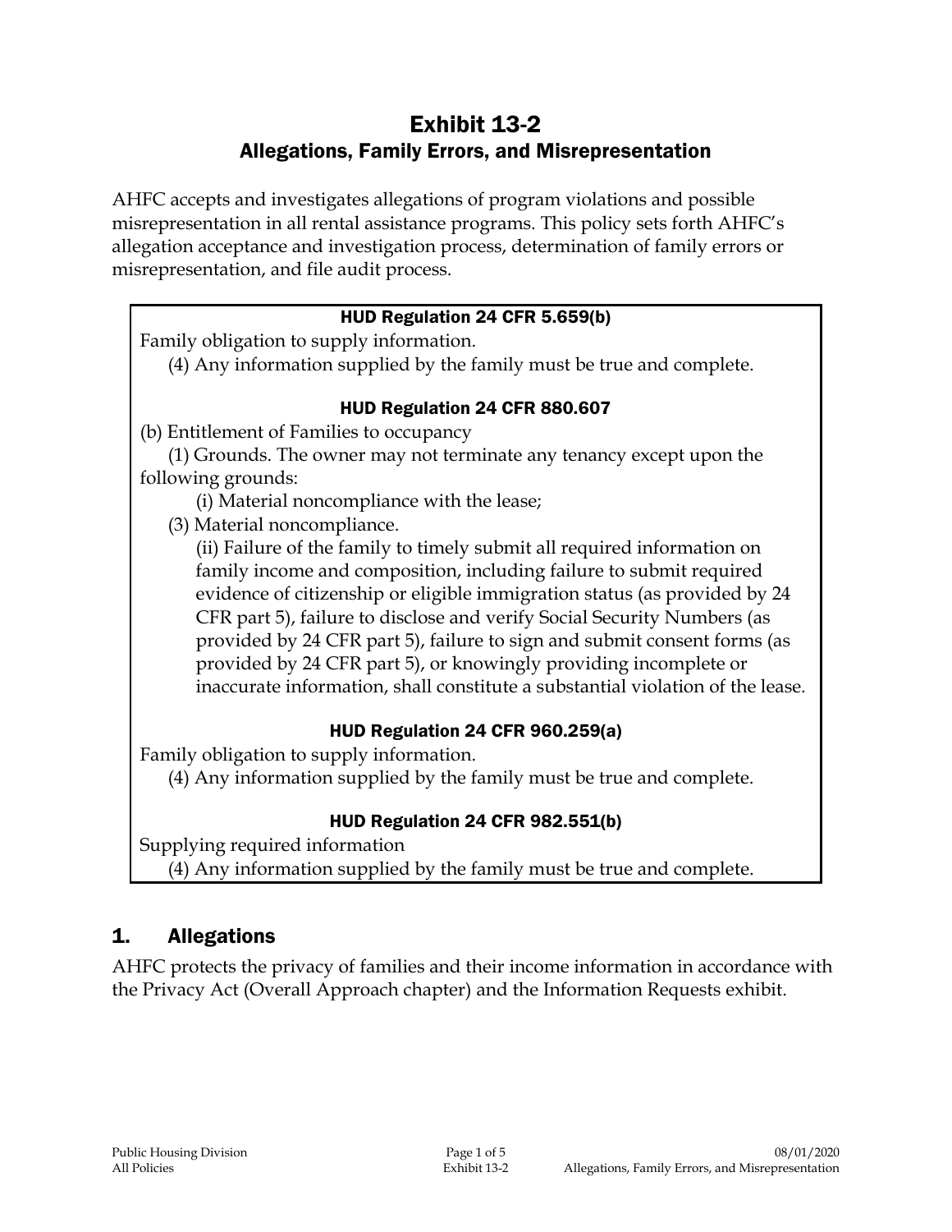# Exhibit 13-2
## Allegations, Family Errors, and Misrepresentation

AHFC accepts and investigates allegations of program violations and possible misrepresentation in all rental assistance programs. This policy sets forth AHFC's allegation acceptance and investigation process, determination of family errors or misrepresentation, and file audit process.

> **HUD Regulation 24 CFR 5.659(b)**
>
> Family obligation to supply information.
>
> (4) Any information supplied by the family must be true and complete.
>
> **HUD Regulation 24 CFR 880.607**
>
> (b) Entitlement of Families to occupancy
>
> (1) Grounds. The owner may not terminate any tenancy except upon the following grounds:
>
> (i) Material noncompliance with the lease;
>
> (3) Material noncompliance.
>
> (ii) Failure of the family to timely submit all required information on family income and composition, including failure to submit required evidence of citizenship or eligible immigration status (as provided by 24 CFR part 5), failure to disclose and verify Social Security Numbers (as provided by 24 CFR part 5), failure to sign and submit consent forms (as provided by 24 CFR part 5), or knowingly providing incomplete or inaccurate information, shall constitute a substantial violation of the lease.
>
> **HUD Regulation 24 CFR 960.259(a)**
>
> Family obligation to supply information.
>
> (4) Any information supplied by the family must be true and complete.
>
> **HUD Regulation 24 CFR 982.551(b)**
>
> Supplying required information
>
> (4) Any information supplied by the family must be true and complete.

## 1. Allegations

AHFC protects the privacy of families and their income information in accordance with the Privacy Act (Overall Approach chapter) and the Information Requests exhibit.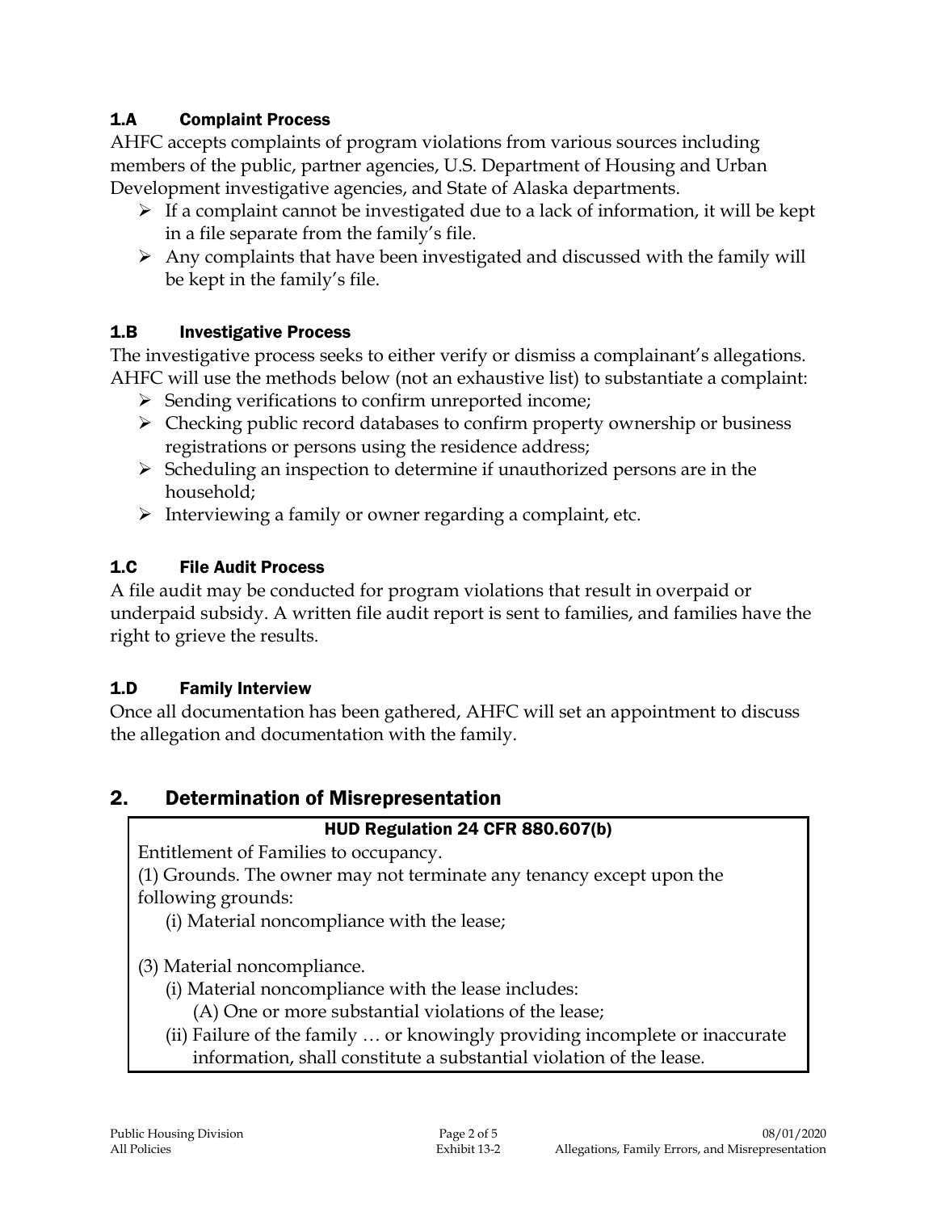### 1.A Complaint Process

AHFC accepts complaints of program violations from various sources including members of the public, partner agencies, U.S. Department of Housing and Urban Development investigative agencies, and State of Alaska departments.

- If a complaint cannot be investigated due to a lack of information, it will be kept in a file separate from the family's file.
- Any complaints that have been investigated and discussed with the family will be kept in the family's file.

### 1.B Investigative Process

The investigative process seeks to either verify or dismiss a complainant's allegations. AHFC will use the methods below (not an exhaustive list) to substantiate a complaint:

- Sending verifications to confirm unreported income;
- Checking public record databases to confirm property ownership or business registrations or persons using the residence address;
- Scheduling an inspection to determine if unauthorized persons are in the household;
- Interviewing a family or owner regarding a complaint, etc.

### 1.C File Audit Process

A file audit may be conducted for program violations that result in overpaid or underpaid subsidy. A written file audit report is sent to families, and families have the right to grieve the results.

### 1.D Family Interview

Once all documentation has been gathered, AHFC will set an appointment to discuss the allegation and documentation with the family.

## 2. Determination of Misrepresentation

**HUD Regulation 24 CFR 880.607(b)**

Entitlement of Families to occupancy.

(1) Grounds. The owner may not terminate any tenancy except upon the following grounds:

(i) Material noncompliance with the lease;

(3) Material noncompliance.

(i) Material noncompliance with the lease includes:

(A) One or more substantial violations of the lease;

(ii) Failure of the family … or knowingly providing incomplete or inaccurate information, shall constitute a substantial violation of the lease.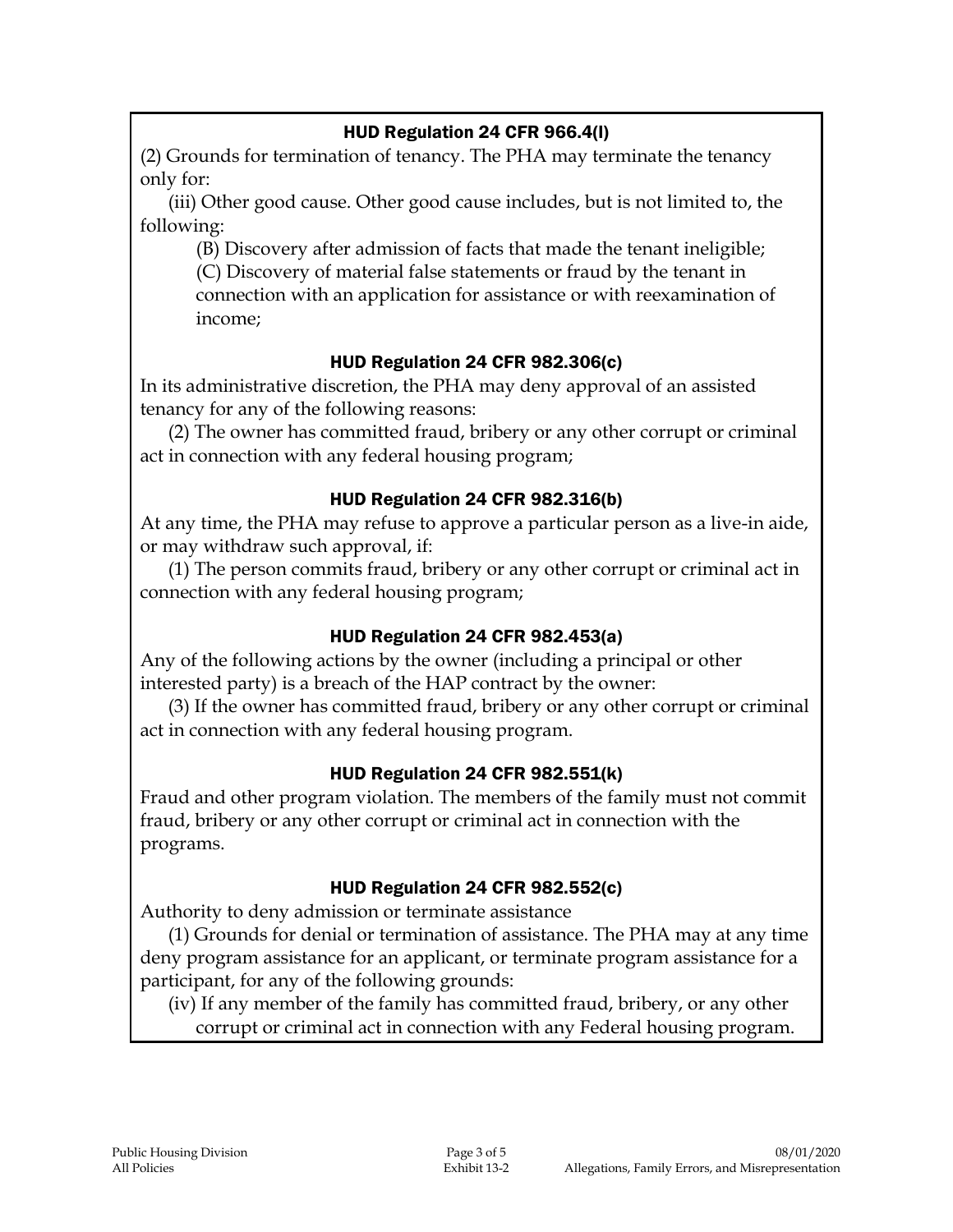### HUD Regulation 24 CFR 966.4(l)

(2) Grounds for termination of tenancy. The PHA may terminate the tenancy only for:

(iii) Other good cause. Other good cause includes, but is not limited to, the following:

(B) Discovery after admission of facts that made the tenant ineligible;

(C) Discovery of material false statements or fraud by the tenant in connection with an application for assistance or with reexamination of income;

### HUD Regulation 24 CFR 982.306(c)

In its administrative discretion, the PHA may deny approval of an assisted tenancy for any of the following reasons:

(2) The owner has committed fraud, bribery or any other corrupt or criminal act in connection with any federal housing program;

### HUD Regulation 24 CFR 982.316(b)

At any time, the PHA may refuse to approve a particular person as a live-in aide, or may withdraw such approval, if:

(1) The person commits fraud, bribery or any other corrupt or criminal act in connection with any federal housing program;

### HUD Regulation 24 CFR 982.453(a)

Any of the following actions by the owner (including a principal or other interested party) is a breach of the HAP contract by the owner:

(3) If the owner has committed fraud, bribery or any other corrupt or criminal act in connection with any federal housing program.

### HUD Regulation 24 CFR 982.551(k)

Fraud and other program violation. The members of the family must not commit fraud, bribery or any other corrupt or criminal act in connection with the programs.

### HUD Regulation 24 CFR 982.552(c)

Authority to deny admission or terminate assistance

(1) Grounds for denial or termination of assistance. The PHA may at any time deny program assistance for an applicant, or terminate program assistance for a participant, for any of the following grounds:

(iv) If any member of the family has committed fraud, bribery, or any other corrupt or criminal act in connection with any Federal housing program.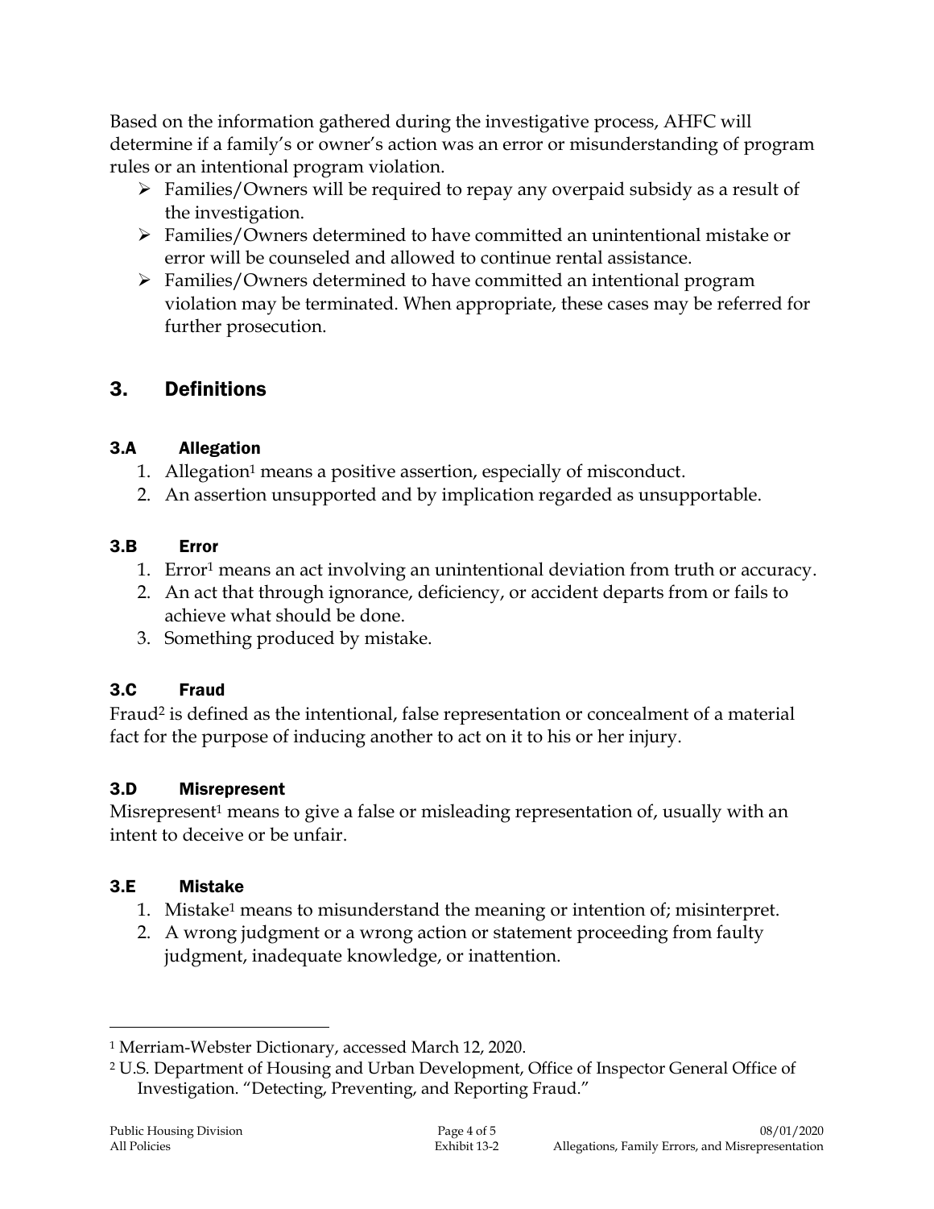Based on the information gathered during the investigative process, AHFC will determine if a family's or owner's action was an error or misunderstanding of program rules or an intentional program violation.

- Families/Owners will be required to repay any overpaid subsidy as a result of the investigation.
- Families/Owners determined to have committed an unintentional mistake or error will be counseled and allowed to continue rental assistance.
- Families/Owners determined to have committed an intentional program violation may be terminated. When appropriate, these cases may be referred for further prosecution.

## 3. Definitions

### 3.A Allegation

1. Allegation[1] means a positive assertion, especially of misconduct.
2. An assertion unsupported and by implication regarded as unsupportable.

### 3.B Error

1. Error[1] means an act involving an unintentional deviation from truth or accuracy.
2. An act that through ignorance, deficiency, or accident departs from or fails to achieve what should be done.
3. Something produced by mistake.

### 3.C Fraud

Fraud[2] is defined as the intentional, false representation or concealment of a material fact for the purpose of inducing another to act on it to his or her injury.

### 3.D Misrepresent

Misrepresent[1] means to give a false or misleading representation of, usually with an intent to deceive or be unfair.

### 3.E Mistake

1. Mistake[1] means to misunderstand the meaning or intention of; misinterpret.
2. A wrong judgment or a wrong action or statement proceeding from faulty judgment, inadequate knowledge, or inattention.

---

[1] Merriam-Webster Dictionary, accessed March 12, 2020.

[2] U.S. Department of Housing and Urban Development, Office of Inspector General Office of Investigation. "Detecting, Preventing, and Reporting Fraud."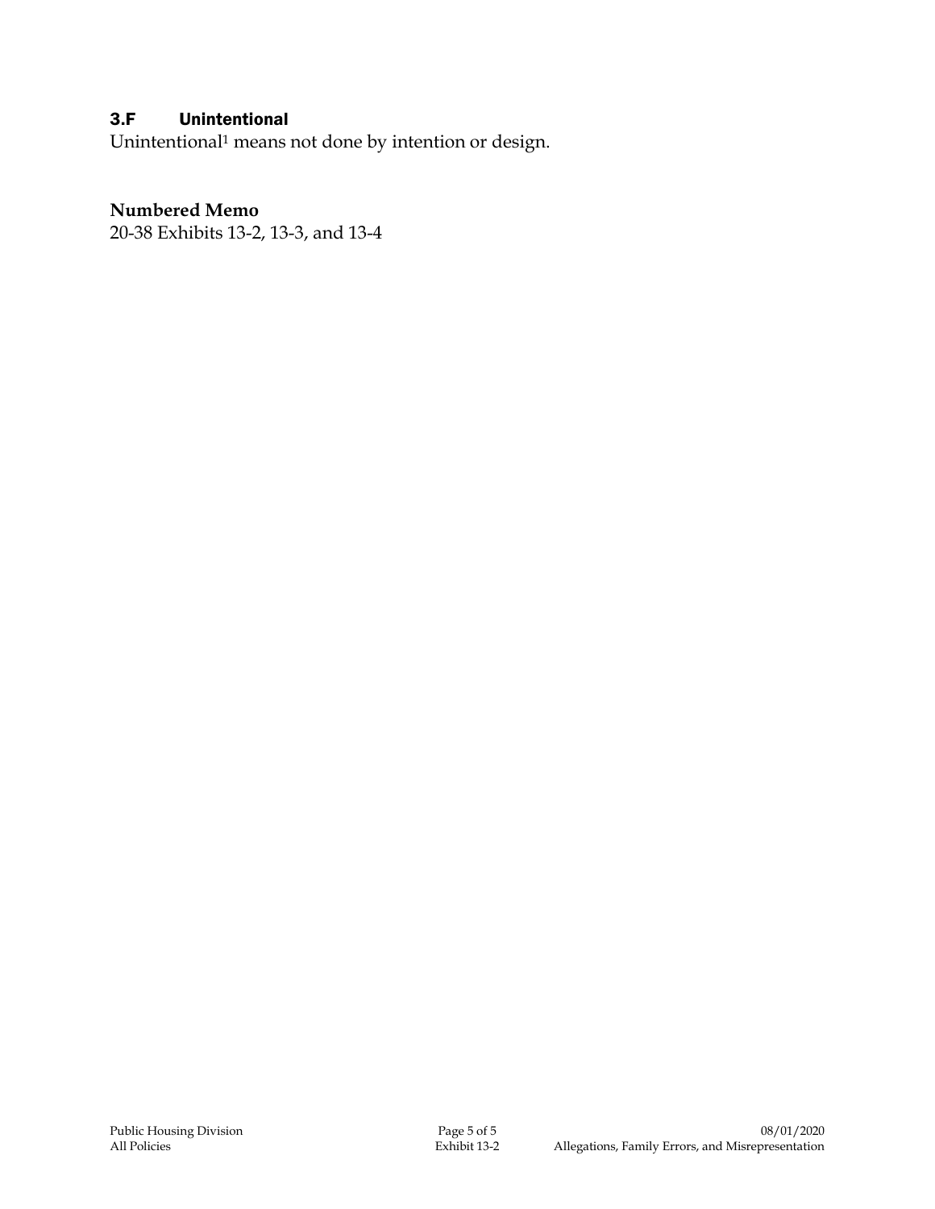### 3.F Unintentional

Unintentional[1] means not done by intention or design.

**Numbered Memo**

20-38 Exhibits 13-2, 13-3, and 13-4